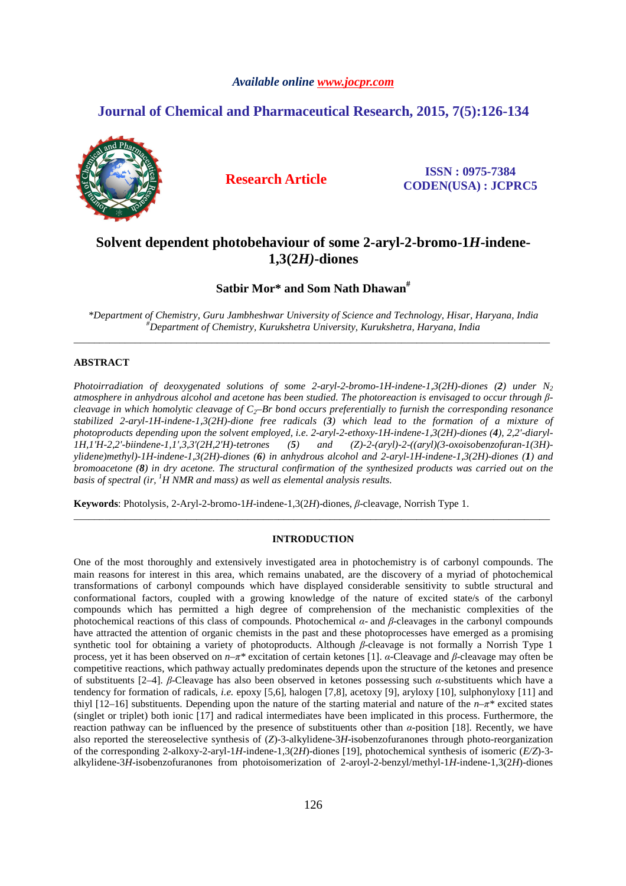*Available online www.jocpr.com*

## Journal of Chemical and Pharmaceutical Research, 2015, 7(5):126-134

**Research Article**

**ISSN : 0975-7384**
**CODEN(USA) : JCPRC5**

# Solvent dependent photobehaviour of some 2-aryl-2-bromo-1*H*-indene-1,3(2*H)*-diones

**Satbir Mor* and Som Nath Dhawan[#]**

*\*Department of Chemistry, Guru Jambheshwar University of Science and Technology, Hisar, Haryana, India*
*[#]Department of Chemistry, Kurukshetra University, Kurukshetra, Haryana, India*

---

### ABSTRACT

*Photoirradiation of deoxygenated solutions of some 2-aryl-2-bromo-1H-indene-1,3(2H)-diones (**2**) under $N_2$ atmosphere in anhydrous alcohol and acetone has been studied. The photoreaction is envisaged to occur through β-cleavage in which homolytic cleavage of $C_2$–Br bond occurs preferentially to furnish the corresponding resonance stabilized 2-aryl-1H-indene-1,3(2H)-dione free radicals (**3**) which lead to the formation of a mixture of photoproducts depending upon the solvent employed, i.e. 2-aryl-2-ethoxy-1H-indene-1,3(2H)-diones (**4**), 2,2'-diaryl-1H,1'H-2,2'-biindene-1,1',3,3'(2H,2'H)-tetrones (**5**) and (Z)-2-(aryl)-2-((aryl)(3-oxoisobenzofuran-1(3H)-ylidene)methyl)-1H-indene-1,3(2H)-diones (**6**) in anhydrous alcohol and 2-aryl-1H-indene-1,3(2H)-diones (**1**) and bromoacetone (**8**) in dry acetone. The structural confirmation of the synthesized products was carried out on the basis of spectral (ir, $^1$H NMR and mass) as well as elemental analysis results.*

**Keywords**: Photolysis, 2-Aryl-2-bromo-1*H*-indene-1,3(2*H*)-diones, *β*-cleavage, Norrish Type 1.

---

### INTRODUCTION

One of the most thoroughly and extensively investigated area in photochemistry is of carbonyl compounds. The main reasons for interest in this area, which remains unabated, are the discovery of a myriad of photochemical transformations of carbonyl compounds which have displayed considerable sensitivity to subtle structural and conformational factors, coupled with a growing knowledge of the nature of excited state/s of the carbonyl compounds which has permitted a high degree of comprehension of the mechanistic complexities of the photochemical reactions of this class of compounds. Photochemical *α*- and *β*-cleavages in the carbonyl compounds have attracted the attention of organic chemists in the past and these photoprocesses have emerged as a promising synthetic tool for obtaining a variety of photoproducts. Although *β*-cleavage is not formally a Norrish Type 1 process, yet it has been observed on *n*–*π*\* excitation of certain ketones [1]. *α*-Cleavage and *β*-cleavage may often be competitive reactions, which pathway actually predominates depends upon the structure of the ketones and presence of substituents [2–4]. *β*-Cleavage has also been observed in ketones possessing such *α*-substituents which have a tendency for formation of radicals, *i.e.* epoxy [5,6], halogen [7,8], acetoxy [9], aryloxy [10], sulphonyloxy [11] and thiyl [12–16] substituents. Depending upon the nature of the starting material and nature of the *n*–*π*\* excited states (singlet or triplet) both ionic [17] and radical intermediates have been implicated in this process. Furthermore, the reaction pathway can be influenced by the presence of substituents other than *α*-position [18]. Recently, we have also reported the stereoselective synthesis of (*Z*)-3-alkylidene-3*H*-isobenzofuranones through photo-reorganization of the corresponding 2-alkoxy-2-aryl-1*H*-indene-1,3(2*H*)-diones [19], photochemical synthesis of isomeric (*E/Z*)-3-alkylidene-3*H*-isobenzofuranones from photoisomerization of 2-aroyl-2-benzyl/methyl-1*H*-indene-1,3(2*H*)-diones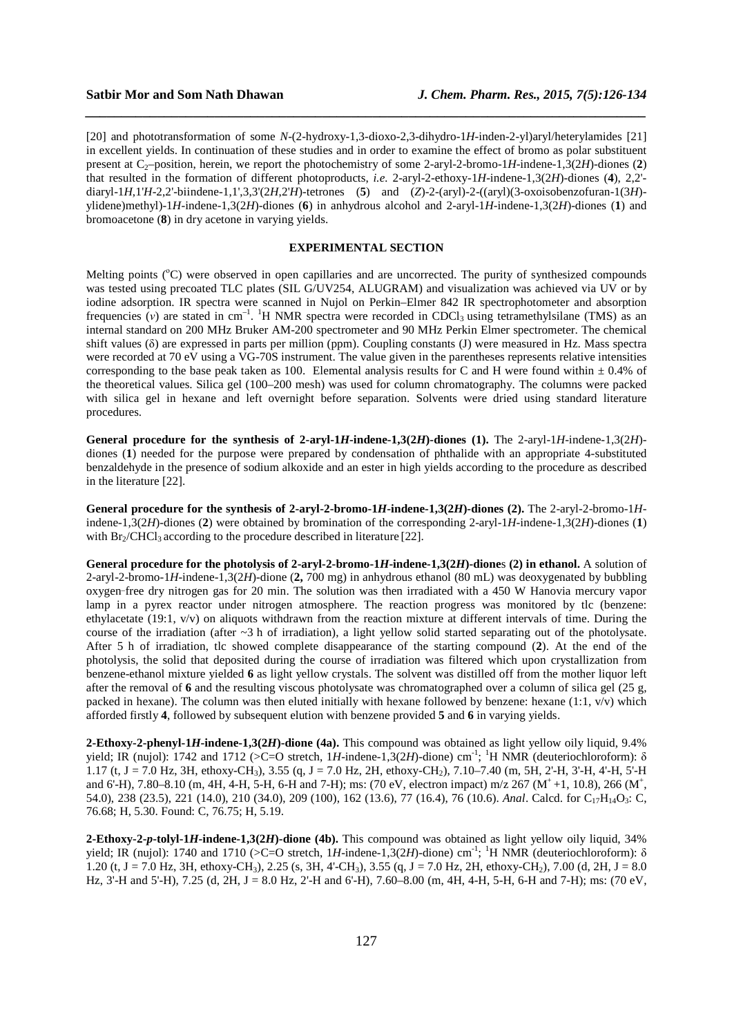[20] and phototransformation of some *N*-(2-hydroxy-1,3-dioxo-2,3-dihydro-1*H*-inden-2-yl)aryl/heterylamides [21] in excellent yields. In continuation of these studies and in order to examine the effect of bromo as polar substituent present at $C_2$–position, herein, we report the photochemistry of some 2-aryl-2-bromo-1*H*-indene-1,3(2*H*)-diones (**2**) that resulted in the formation of different photoproducts, *i.e.* 2-aryl-2-ethoxy-1*H*-indene-1,3(2*H*)-diones (**4**), 2,2'-diaryl-1*H*,1'*H*-2,2'-biindene-1,1',3,3'(2*H*,2'*H*)-tetrones (**5**) and (*Z*)-2-(aryl)-2-((aryl)(3-oxoisobenzofuran-1(3*H*)-ylidene)methyl)-1*H*-indene-1,3(2*H*)-diones (**6**) in anhydrous alcohol and 2-aryl-1*H*-indene-1,3(2*H*)-diones (**1**) and bromoacetone (**8**) in dry acetone in varying yields.

## EXPERIMENTAL SECTION

Melting points (°C) were observed in open capillaries and are uncorrected. The purity of synthesized compounds was tested using precoated TLC plates (SIL G/UV254, ALUGRAM) and visualization was achieved via UV or by iodine adsorption. IR spectra were scanned in Nujol on Perkin–Elmer 842 IR spectrophotometer and absorption frequencies ($\nu$) are stated in $cm^{-1}$. $^1H$ NMR spectra were recorded in $CDCl_3$ using tetramethylsilane (TMS) as an internal standard on 200 MHz Bruker AM-200 spectrometer and 90 MHz Perkin Elmer spectrometer. The chemical shift values ($\delta$) are expressed in parts per million (ppm). Coupling constants (J) were measured in Hz. Mass spectra were recorded at 70 eV using a VG-70S instrument. The value given in the parentheses represents relative intensities corresponding to the base peak taken as 100. Elemental analysis results for C and H were found within ± 0.4% of the theoretical values. Silica gel (100–200 mesh) was used for column chromatography. The columns were packed with silica gel in hexane and left overnight before separation. Solvents were dried using standard literature procedures.

**General procedure for the synthesis of 2-aryl-1*H*-indene-1,3(2*H*)-diones (1).** The 2-aryl-1*H*-indene-1,3(2*H*)-diones (**1**) needed for the purpose were prepared by condensation of phthalide with an appropriate 4-substituted benzaldehyde in the presence of sodium alkoxide and an ester in high yields according to the procedure as described in the literature [22].

**General procedure for the synthesis of 2-aryl-2-bromo-1*H*-indene-1,3(2*H*)-diones (2).** The 2-aryl-2-bromo-1*H*-indene-1,3(2*H*)-diones (**2**) were obtained by bromination of the corresponding 2-aryl-1*H*-indene-1,3(2*H*)-diones (**1**) with $Br_2/CHCl_3$ according to the procedure described in literature [22].

**General procedure for the photolysis of 2-aryl-2-bromo-1*H*-indene-1,3(2*H*)-diones (2) in ethanol.** A solution of 2-aryl-2-bromo-1*H*-indene-1,3(2*H*)-dione (**2,** 700 mg) in anhydrous ethanol (80 mL) was deoxygenated by bubbling oxygen-free dry nitrogen gas for 20 min. The solution was then irradiated with a 450 W Hanovia mercury vapor lamp in a pyrex reactor under nitrogen atmosphere. The reaction progress was monitored by tlc (benzene: ethylacetate (19:1, v/v) on aliquots withdrawn from the reaction mixture at different intervals of time. During the course of the irradiation (after ~3 h of irradiation), a light yellow solid started separating out of the photolysate. After 5 h of irradiation, tlc showed complete disappearance of the starting compound (**2**). At the end of the photolysis, the solid that deposited during the course of irradiation was filtered which upon crystallization from benzene-ethanol mixture yielded **6** as light yellow crystals. The solvent was distilled off from the mother liquor left after the removal of **6** and the resulting viscous photolysate was chromatographed over a column of silica gel (25 g, packed in hexane). The column was then eluted initially with hexane followed by benzene: hexane (1:1, v/v) which afforded firstly **4**, followed by subsequent elution with benzene provided **5** and **6** in varying yields.

**2-Ethoxy-2-phenyl-1*H*-indene-1,3(2*H*)-dione (4a).** This compound was obtained as light yellow oily liquid, 9.4% yield; IR (nujol): 1742 and 1712 (>C=O stretch, 1*H*-indene-1,3(2*H*)-dione) $cm^{-1}$; $^1H$ NMR (deuteriochloroform): $\delta$ 1.17 (t, J = 7.0 Hz, 3H, ethoxy-$CH_3$), 3.55 (q, J = 7.0 Hz, 2H, ethoxy-$CH_2$), 7.10–7.40 (m, 5H, 2'-H, 3'-H, 4'-H, 5'-H and 6'-H), 7.80–8.10 (m, 4H, 4-H, 5-H, 6-H and 7-H); ms: (70 eV, electron impact) m/z 267 ($M^+$+1, 10.8), 266 ($M^+$, 54.0), 238 (23.5), 221 (14.0), 210 (34.0), 209 (100), 162 (13.6), 77 (16.4), 76 (10.6). *Anal*. Calcd. for $C_{17}H_{14}O_3$: C, 76.68; H, 5.30. Found: C, 76.75; H, 5.19.

**2-Ethoxy-2-*p*-tolyl-1*H*-indene-1,3(2*H*)-dione (4b).** This compound was obtained as light yellow oily liquid, 34% yield; IR (nujol): 1740 and 1710 (>C=O stretch, 1*H*-indene-1,3(2*H*)-dione) $cm^{-1}$; $^1H$ NMR (deuteriochloroform): $\delta$ 1.20 (t, J = 7.0 Hz, 3H, ethoxy-$CH_3$), 2.25 (s, 3H, 4'-$CH_3$), 3.55 (q, J = 7.0 Hz, 2H, ethoxy-$CH_2$), 7.00 (d, 2H, J = 8.0 Hz, 3'-H and 5'-H), 7.25 (d, 2H, J = 8.0 Hz, 2'-H and 6'-H), 7.60–8.00 (m, 4H, 4-H, 5-H, 6-H and 7-H); ms: (70 eV,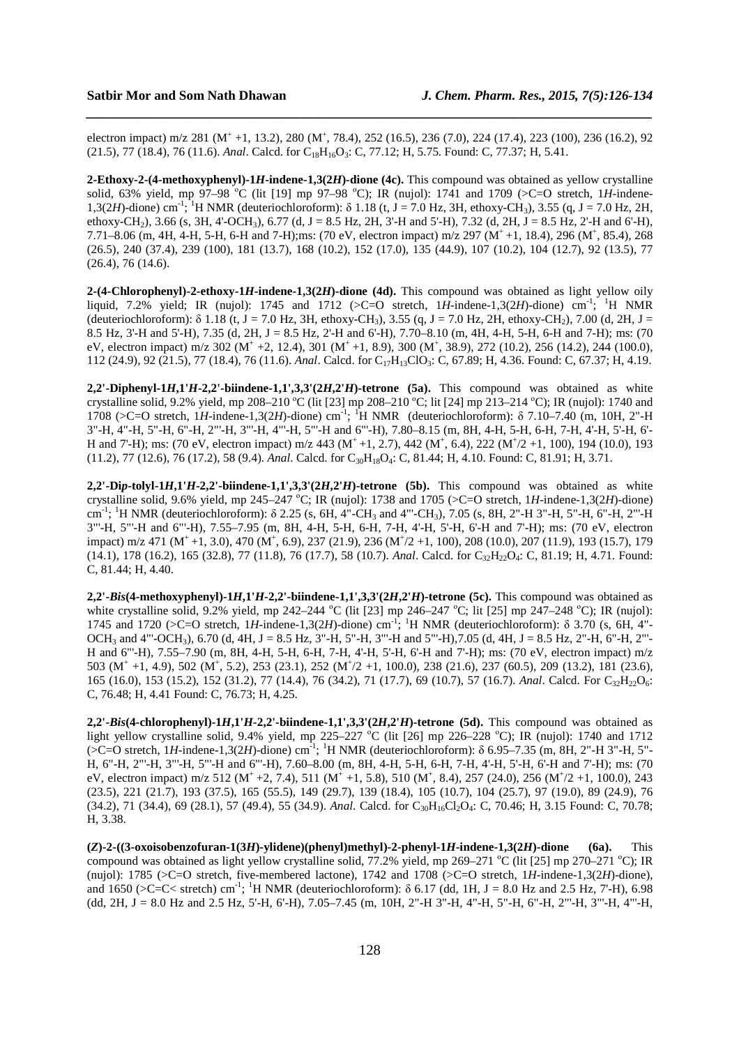electron impact) m/z 281 ($M^+$ +1, 13.2), 280 ($M^+$, 78.4), 252 (16.5), 236 (7.0), 224 (17.4), 223 (100), 236 (16.2), 92 (21.5), 77 (18.4), 76 (11.6). *Anal*. Calcd. for $C_{18}H_{16}O_3$: C, 77.12; H, 5.75. Found: C, 77.37; H, 5.41.

**2-Ethoxy-2-(4-methoxyphenyl)-1*H*-indene-1,3(2*H*)-dione (4c).** This compound was obtained as yellow crystalline solid, 63% yield, mp 97–98 °C (lit [19] mp 97–98 °C); IR (nujol): 1741 and 1709 (>C=O stretch, 1*H*-indene-1,3(2*H*)-dione) $cm^{-1}$; $^1$H NMR (deuteriochloroform): δ 1.18 (t, J = 7.0 Hz, 3H, ethoxy-$CH_3$), 3.55 (q, J = 7.0 Hz, 2H, ethoxy-$CH_2$), 3.66 (s, 3H, 4'-$OCH_3$), 6.77 (d, J = 8.5 Hz, 2H, 3'-H and 5'-H), 7.32 (d, 2H, J = 8.5 Hz, 2'-H and 6'-H), 7.71–8.06 (m, 4H, 4-H, 5-H, 6-H and 7-H);ms: (70 eV, electron impact) m/z 297 ($M^+$ +1, 18.4), 296 ($M^+$, 85.4), 268 (26.5), 240 (37.4), 239 (100), 181 (13.7), 168 (10.2), 152 (17.0), 135 (44.9), 107 (10.2), 104 (12.7), 92 (13.5), 77 (26.4), 76 (14.6).

**2-(4-Chlorophenyl)-2-ethoxy-1*H*-indene-1,3(2*H*)-dione (4d).** This compound was obtained as light yellow oily liquid, 7.2% yield; IR (nujol): 1745 and 1712 (>C=O stretch, 1*H*-indene-1,3(2*H*)-dione) $cm^{-1}$; $^1$H NMR (deuteriochloroform): δ 1.18 (t, J = 7.0 Hz, 3H, ethoxy-$CH_3$), 3.55 (q, J = 7.0 Hz, 2H, ethoxy-$CH_2$), 7.00 (d, 2H, J = 8.5 Hz, 3'-H and 5'-H), 7.35 (d, 2H, J = 8.5 Hz, 2'-H and 6'-H), 7.70–8.10 (m, 4H, 4-H, 5-H, 6-H and 7-H); ms: (70 eV, electron impact) m/z 302 ($M^+$ +2, 12.4), 301 ($M^+$ +1, 8.9), 300 ($M^+$, 38.9), 272 (10.2), 256 (14.2), 244 (100.0), 112 (24.9), 92 (21.5), 77 (18.4), 76 (11.6). *Anal*. Calcd. for $C_{17}H_{13}ClO_3$: C, 67.89; H, 4.36. Found: C, 67.37; H, 4.19.

**2,2'-Diphenyl-1*H*,1'*H*-2,2'-biindene-1,1',3,3'(2*H*,2'*H*)-tetrone (5a).** This compound was obtained as white crystalline solid, 9.2% yield, mp 208–210 °C (lit [23] mp 208–210 °C; lit [24] mp 213–214 °C); IR (nujol): 1740 and 1708 (>C=O stretch, 1*H*-indene-1,3(2*H*)-dione) $cm^{-1}$; $^1$H NMR (deuteriochloroform): δ 7.10–7.40 (m, 10H, 2''-H 3''-H, 4''-H, 5''-H, 6''-H, 2'''-H, 3'''-H, 4'''-H, 5'''-H and 6'''-H), 7.80–8.15 (m, 8H, 4-H, 5-H, 6-H, 7-H, 4'-H, 5'-H, 6'-H and 7'-H); ms: (70 eV, electron impact) m/z 443 ($M^+$ +1, 2.7), 442 ($M^+$, 6.4), 222 ($M^+/2$ +1, 100), 194 (10.0), 193 (11.2), 77 (12.6), 76 (17.2), 58 (9.4). *Anal*. Calcd. for $C_{30}H_{18}O_4$: C, 81.44; H, 4.10. Found: C, 81.91; H, 3.71.

**2,2'-Di*p*-tolyl-1*H*,1'*H*-2,2'-biindene-1,1',3,3'(2*H*,2'*H*)-tetrone (5b).** This compound was obtained as white crystalline solid, 9.6% yield, mp 245–247 °C; IR (nujol): 1738 and 1705 (>C=O stretch, 1*H*-indene-1,3(2*H*)-dione) $cm^{-1}$; $^1$H NMR (deuteriochloroform): δ 2.25 (s, 6H, 4''-$CH_3$ and 4'''-$CH_3$), 7.05 (s, 8H, 2''-H 3''-H, 5''-H, 6''-H, 2'''-H 3'''-H, 5'''-H and 6'''-H), 7.55–7.95 (m, 8H, 4-H, 5-H, 6-H, 7-H, 4'-H, 5'-H, 6'-H and 7'-H); ms: (70 eV, electron impact) m/z 471 ($M^+$ +1, 3.0), 470 ($M^+$, 6.9), 237 (21.9), 236 ($M^+/2$ +1, 100), 208 (10.0), 207 (11.9), 193 (15.7), 179 (14.1), 178 (16.2), 165 (32.8), 77 (11.8), 76 (17.7), 58 (10.7). *Anal*. Calcd. for $C_{32}H_{22}O_4$: C, 81.19; H, 4.71. Found: C, 81.44; H, 4.40.

**2,2'-*Bis*(4-methoxyphenyl)-1*H*,1'*H*-2,2'-biindene-1,1',3,3'(2*H*,2'*H*)-tetrone (5c).** This compound was obtained as white crystalline solid, 9.2% yield, mp 242–244 °C (lit [23] mp 246–247 °C; lit [25] mp 247–248 °C); IR (nujol): 1745 and 1720 (>C=O stretch, 1*H*-indene-1,3(2*H*)-dione) $cm^{-1}$; $^1$H NMR (deuteriochloroform): δ 3.70 (s, 6H, 4''-$OCH_3$ and 4'''-$OCH_3$), 6.70 (d, 4H, J = 8.5 Hz, 3''-H, 5''-H, 3'''-H and 5'''-H),7.05 (d, 4H, J = 8.5 Hz, 2''-H, 6''-H, 2'''-H and 6'''-H), 7.55–7.90 (m, 8H, 4-H, 5-H, 6-H, 7-H, 4'-H, 5'-H, 6'-H and 7'-H); ms: (70 eV, electron impact) m/z 503 ($M^+$ +1, 4.9), 502 ($M^+$, 5.2), 253 (23.1), 252 ($M^+/2$ +1, 100.0), 238 (21.6), 237 (60.5), 209 (13.2), 181 (23.6), 165 (16.0), 153 (15.2), 152 (31.2), 77 (14.4), 76 (34.2), 71 (17.7), 69 (10.7), 57 (16.7). *Anal*. Calcd. For $C_{32}H_{22}O_6$: C, 76.48; H, 4.41 Found: C, 76.73; H, 4.25.

**2,2'-*Bis*(4-chlorophenyl)-1*H*,1'*H*-2,2'-biindene-1,1',3,3'(2*H*,2'*H*)-tetrone (5d).** This compound was obtained as light yellow crystalline solid, 9.4% yield, mp 225–227 °C (lit [26] mp 226–228 °C); IR (nujol): 1740 and 1712 (>C=O stretch, 1*H*-indene-1,3(2*H*)-dione) $cm^{-1}$; $^1$H NMR (deuteriochloroform): δ 6.95–7.35 (m, 8H, 2''-H 3''-H, 5''-H, 6''-H, 2'''-H, 3'''-H, 5'''-H and 6'''-H), 7.60–8.00 (m, 8H, 4-H, 5-H, 6-H, 7-H, 4'-H, 5'-H, 6'-H and 7'-H); ms: (70 eV, electron impact) m/z 512 ($M^+$ +2, 7.4), 511 ($M^+$ +1, 5.8), 510 ($M^+$, 8.4), 257 (24.0), 256 ($M^+/2$ +1, 100.0), 243 (23.5), 221 (21.7), 193 (37.5), 165 (55.5), 149 (29.7), 139 (18.4), 105 (10.7), 104 (25.7), 97 (19.0), 89 (24.9), 76 (34.2), 71 (34.4), 69 (28.1), 57 (49.4), 55 (34.9). *Anal*. Calcd. for $C_{30}H_{16}Cl_2O_4$: C, 70.46; H, 3.15 Found: C, 70.78; H, 3.38.

**(*Z*)-2-((3-oxoisobenzofuran-1(3*H*)-ylidene)(phenyl)methyl)-2-phenyl-1*H*-indene-1,3(2*H*)-dione (6a).** This compound was obtained as light yellow crystalline solid, 77.2% yield, mp 269–271 °C (lit [25] mp 270–271 °C); IR (nujol): 1785 (>C=O stretch, five-membered lactone), 1742 and 1708 (>C=O stretch, 1*H*-indene-1,3(2*H*)-dione), and 1650 (>C=C< stretch) $cm^{-1}$; $^1$H NMR (deuteriochloroform): δ 6.17 (dd, 1H, J = 8.0 Hz and 2.5 Hz, 7'-H), 6.98 (dd, 2H, J = 8.0 Hz and 2.5 Hz, 5'-H, 6'-H), 7.05–7.45 (m, 10H, 2''-H 3''-H, 4''-H, 5''-H, 6''-H, 2'''-H, 3'''-H, 4'''-H,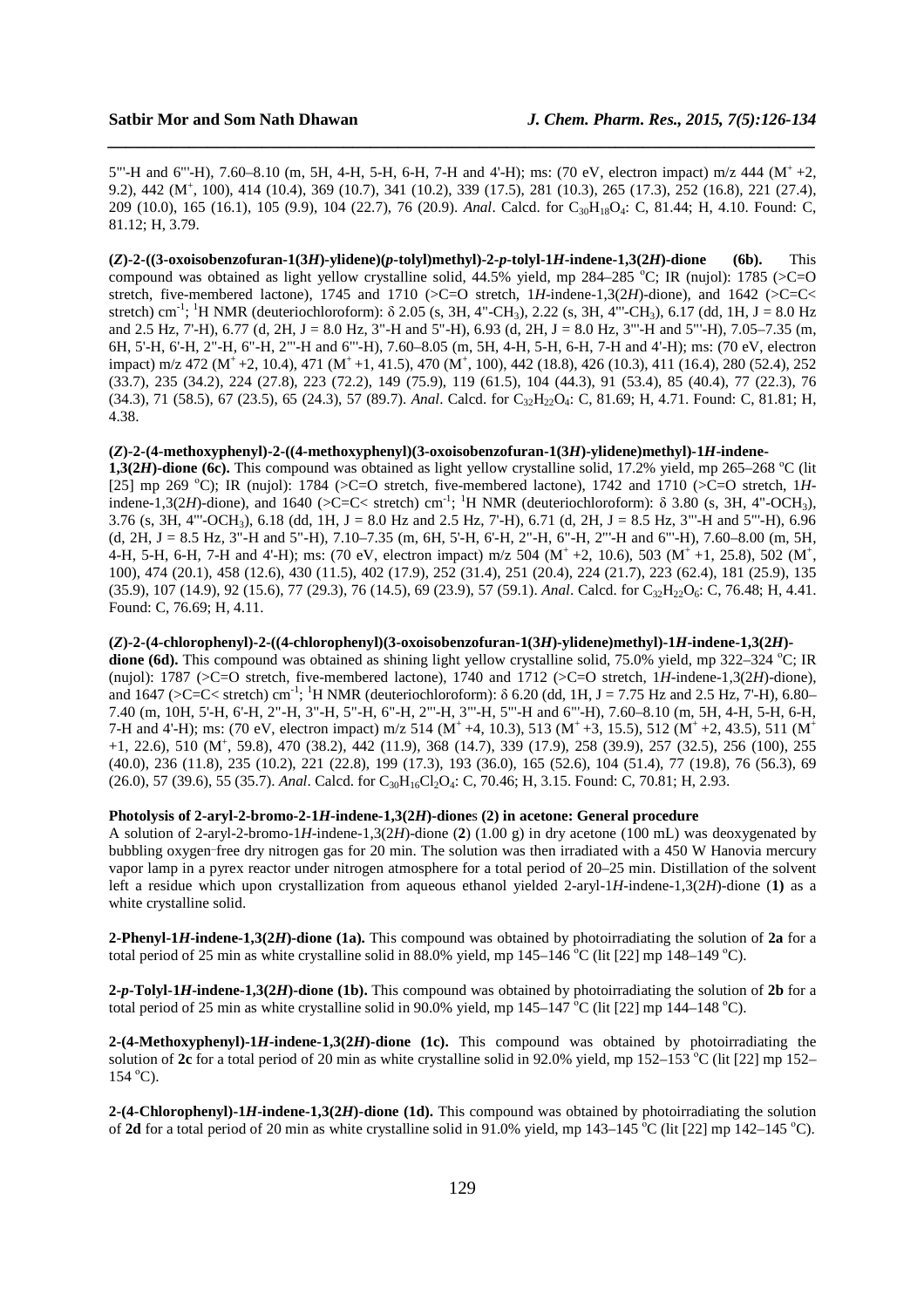5'''-H and 6'''-H), 7.60–8.10 (m, 5H, 4-H, 5-H, 6-H, 7-H and 4'-H); ms: (70 eV, electron impact) m/z 444 ($M^+$ +2, 9.2), 442 ($M^+$, 100), 414 (10.4), 369 (10.7), 341 (10.2), 339 (17.5), 281 (10.3), 265 (17.3), 252 (16.8), 221 (27.4), 209 (10.0), 165 (16.1), 105 (9.9), 104 (22.7), 76 (20.9). *Anal*. Calcd. for $C_{30}H_{18}O_4$: C, 81.44; H, 4.10. Found: C, 81.12; H, 3.79.

**(*Z*)-2-((3-oxoisobenzofuran-1(3*H*)-ylidene)(*p*-tolyl)methyl)-2-*p*-tolyl-1*H*-indene-1,3(2*H*)-dione (6b).** This compound was obtained as light yellow crystalline solid, 44.5% yield, mp 284–285 °C; IR (nujol): 1785 (>C=O stretch, five-membered lactone), 1745 and 1710 (>C=O stretch, 1*H*-indene-1,3(2*H*)-dione), and 1642 (>C=C< stretch) $cm^{-1}$; $^1$H NMR (deuteriochloroform): δ 2.05 (s, 3H, 4''-$CH_3$), 2.22 (s, 3H, 4'''-$CH_3$), 6.17 (dd, 1H, J = 8.0 Hz and 2.5 Hz, 7'-H), 6.77 (d, 2H, J = 8.0 Hz, 3''-H and 5''-H), 6.93 (d, 2H, J = 8.0 Hz, 3'''-H and 5'''-H), 7.05–7.35 (m, 6H, 5'-H, 6'-H, 2''-H, 6''-H, 2'''-H and 6'''-H), 7.60–8.05 (m, 5H, 4-H, 5-H, 6-H, 7-H and 4'-H); ms: (70 eV, electron impact) m/z 472 ($M^+$ +2, 10.4), 471 ($M^+$ +1, 41.5), 470 ($M^+$, 100), 442 (18.8), 426 (10.3), 411 (16.4), 280 (52.4), 252 (33.7), 235 (34.2), 224 (27.8), 223 (72.2), 149 (75.9), 119 (61.5), 104 (44.3), 91 (53.4), 85 (40.4), 77 (22.3), 76 (34.3), 71 (58.5), 67 (23.5), 65 (24.3), 57 (89.7). *Anal*. Calcd. for $C_{32}H_{22}O_4$: C, 81.69; H, 4.71. Found: C, 81.81; H, 4.38.

**(*Z*)-2-(4-methoxyphenyl)-2-((4-methoxyphenyl)(3-oxoisobenzofuran-1(3*H*)-ylidene)methyl)-1*H*-indene-1,3(2*H*)-dione (6c).** This compound was obtained as light yellow crystalline solid, 17.2% yield, mp 265–268 °C (lit [25] mp 269 °C); IR (nujol): 1784 (>C=O stretch, five-membered lactone), 1742 and 1710 (>C=O stretch, 1*H*-indene-1,3(2*H*)-dione), and 1640 (>C=C< stretch) $cm^{-1}$; $^1$H NMR (deuteriochloroform): δ 3.80 (s, 3H, 4''-$OCH_3$), 3.76 (s, 3H, 4'''-$OCH_3$), 6.18 (dd, 1H, J = 8.0 Hz and 2.5 Hz, 7'-H), 6.71 (d, 2H, J = 8.5 Hz, 3'''-H and 5'''-H), 6.96 (d, 2H, J = 8.5 Hz, 3''-H and 5''-H), 7.10–7.35 (m, 6H, 5'-H, 6'-H, 2''-H, 6''-H, 2'''-H and 6'''-H), 7.60–8.00 (m, 5H, 4-H, 5-H, 6-H, 7-H and 4'-H); ms: (70 eV, electron impact) m/z 504 ($M^+$ +2, 10.6), 503 ($M^+$ +1, 25.8), 502 ($M^+$, 100), 474 (20.1), 458 (12.6), 430 (11.5), 402 (17.9), 252 (31.4), 251 (20.4), 224 (21.7), 223 (62.4), 181 (25.9), 135 (35.9), 107 (14.9), 92 (15.6), 77 (29.3), 76 (14.5), 69 (23.9), 57 (59.1). *Anal*. Calcd. for $C_{32}H_{22}O_6$: C, 76.48; H, 4.41. Found: C, 76.69; H, 4.11.

**(*Z*)-2-(4-chlorophenyl)-2-((4-chlorophenyl)(3-oxoisobenzofuran-1(3*H*)-ylidene)methyl)-1*H*-indene-1,3(2*H*)-dione (6d).** This compound was obtained as shining light yellow crystalline solid, 75.0% yield, mp 322–324 °C; IR (nujol): 1787 (>C=O stretch, five-membered lactone), 1740 and 1712 (>C=O stretch, 1*H*-indene-1,3(2*H*)-dione), and 1647 (>C=C< stretch) $cm^{-1}$; $^1$H NMR (deuteriochloroform): δ 6.20 (dd, 1H, J = 7.75 Hz and 2.5 Hz, 7'-H), 6.80–7.40 (m, 10H, 5'-H, 6'-H, 2''-H, 3''-H, 5''-H, 6''-H, 2'''-H, 3'''-H, 5'''-H and 6'''-H), 7.60–8.10 (m, 5H, 4-H, 5-H, 6-H, 7-H and 4'-H); ms: (70 eV, electron impact) m/z 514 ($M^+$ +4, 10.3), 513 ($M^+$ +3, 15.5), 512 ($M^+$ +2, 43.5), 511 ($M^+$ +1, 22.6), 510 ($M^+$, 59.8), 470 (38.2), 442 (11.9), 368 (14.7), 339 (17.9), 258 (39.9), 257 (32.5), 256 (100), 255 (40.0), 236 (11.8), 235 (10.2), 221 (22.8), 199 (17.3), 193 (36.0), 165 (52.6), 104 (51.4), 77 (19.8), 76 (56.3), 69 (26.0), 57 (39.6), 55 (35.7). *Anal*. Calcd. for $C_{30}H_{16}Cl_2O_4$: C, 70.46; H, 3.15. Found: C, 70.81; H, 2.93.

**Photolysis of 2-aryl-2-bromo-2-1*H*-indene-1,3(2*H*)-diones (2) in acetone: General procedure**

A solution of 2-aryl-2-bromo-1*H*-indene-1,3(2*H*)-dione (**2**) (1.00 g) in dry acetone (100 mL) was deoxygenated by bubbling oxygen-free dry nitrogen gas for 20 min. The solution was then irradiated with a 450 W Hanovia mercury vapor lamp in a pyrex reactor under nitrogen atmosphere for a total period of 20–25 min. Distillation of the solvent left a residue which upon crystallization from aqueous ethanol yielded 2-aryl-1*H*-indene-1,3(2*H*)-dione (**1**) as a white crystalline solid.

**2-Phenyl-1*H*-indene-1,3(2*H*)-dione (1a).** This compound was obtained by photoirradiating the solution of **2a** for a total period of 25 min as white crystalline solid in 88.0% yield, mp 145–146 °C (lit [22] mp 148–149 °C).

**2-*p*-Tolyl-1*H*-indene-1,3(2*H*)-dione (1b).** This compound was obtained by photoirradiating the solution of **2b** for a total period of 25 min as white crystalline solid in 90.0% yield, mp 145–147 °C (lit [22] mp 144–148 °C).

**2-(4-Methoxyphenyl)-1*H*-indene-1,3(2*H*)-dione (1c).** This compound was obtained by photoirradiating the solution of **2c** for a total period of 20 min as white crystalline solid in 92.0% yield, mp 152–153 °C (lit [22] mp 152–154 °C).

**2-(4-Chlorophenyl)-1*H*-indene-1,3(2*H*)-dione (1d).** This compound was obtained by photoirradiating the solution of **2d** for a total period of 20 min as white crystalline solid in 91.0% yield, mp 143–145 °C (lit [22] mp 142–145 °C).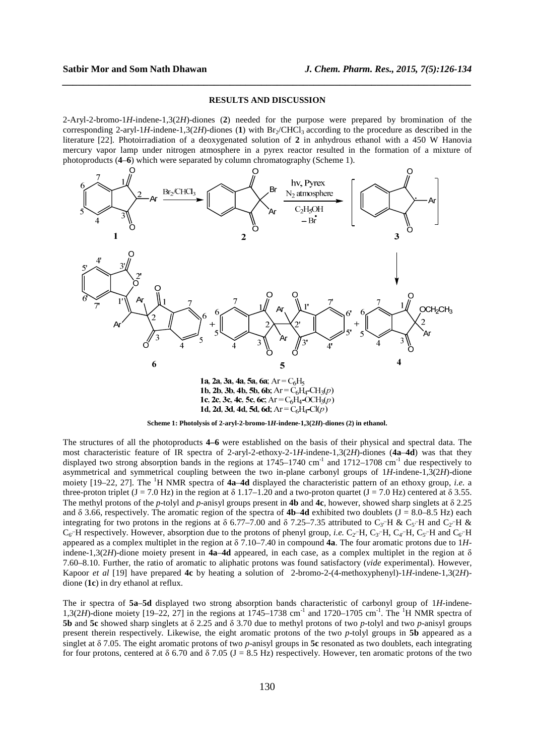## RESULTS AND DISCUSSION

2-Aryl-2-bromo-1*H*-indene-1,3(2*H*)-diones (**2**) needed for the purpose were prepared by bromination of the corresponding 2-aryl-1*H*-indene-1,3(2*H*)-diones (**1**) with $Br_2/CHCl_3$ according to the procedure as described in the literature [22]. Photoirradiation of a deoxygenated solution of **2** in anhydrous ethanol with a 450 W Hanovia mercury vapor lamp under nitrogen atmosphere in a pyrex reactor resulted in the formation of a mixture of photoproducts (**4**–**6**) which were separated by column chromatography (Scheme 1).

**1a**, **2a**, **3a**, **4a**, **5a**, **6a**; Ar = $C_6H_5$
**1b**, **2b**, **3b**, **4b**, **5b**, **6b**; Ar = $C_6H_4$-$CH_3$(*p*)
**1c**, **2c**, **3c**, **4c**, **5c**, **6c**; Ar = $C_6H_4$-$OCH_3$(*p*)
**1d**, **2d**, **3d**, **4d**, **5d**, **6d**; Ar = $C_6H_4$-Cl(*p*)

**Scheme 1: Photolysis of 2-aryl-2-bromo-1*H*-indene-1,3(2*H*)-diones (2) in ethanol.**

The structures of all the photoproducts **4–6** were established on the basis of their physical and spectral data. The most characteristic feature of IR spectra of 2-aryl-2-ethoxy-2-1*H*-indene-1,3(2*H*)-diones (**4a**–**4d**) was that they displayed two strong absorption bands in the regions at 1745–1740 $cm^{-1}$ and 1712–1708 $cm^{-1}$ due respectively to asymmetrical and symmetrical coupling between the two in-plane carbonyl groups of 1*H*-indene-1,3(2*H*)-dione moiety [19–22, 27]. The $^1H$ NMR spectra of **4a**–**4d** displayed the characteristic pattern of an ethoxy group, *i.e.* a three-proton triplet (J = 7.0 Hz) in the region at δ 1.17–1.20 and a two-proton quartet (J = 7.0 Hz) centered at δ 3.55. The methyl protons of the *p*-tolyl and *p*-anisyl groups present in **4b** and **4c**, however, showed sharp singlets at δ 2.25 and δ 3.66, respectively. The aromatic region of the spectra of **4b**–**4d** exhibited two doublets (J = 8.0–8.5 Hz) each integrating for two protons in the regions at δ 6.77–7.00 and δ 7.25–7.35 attributed to $C_{3'}$–H & $C_{5'}$–H and $C_{2'}$–H & $C_{6'}$–H respectively. However, absorption due to the protons of phenyl group, *i.e.* $C_{2'}$–H, $C_{3'}$–H, $C_{4'}$–H, $C_{5'}$–H and $C_{6'}$–H appeared as a complex multiplet in the region at δ 7.10–7.40 in compound **4a**. The four aromatic protons due to 1*H*-indene-1,3(2*H*)-dione moiety present in **4a**–**4d** appeared, in each case, as a complex multiplet in the region at δ 7.60–8.10. Further, the ratio of aromatic to aliphatic protons was found satisfactory (*vide* experimental). However, Kapoor *et al* [19] have prepared **4c** by heating a solution of 2-bromo-2-(4-methoxyphenyl)-1*H*-indene-1,3(2*H*)-dione (**1c**) in dry ethanol at reflux.

The ir spectra of **5a**–**5d** displayed two strong absorption bands characteristic of carbonyl group of 1*H*-indene-1,3(2*H*)-dione moiety [19–22, 27] in the regions at 1745–1738 $cm^{-1}$ and 1720–1705 $cm^{-1}$. The $^1H$ NMR spectra of **5b** and **5c** showed sharp singlets at δ 2.25 and δ 3.70 due to methyl protons of two *p*-tolyl and two *p*-anisyl groups present therein respectively. Likewise, the eight aromatic protons of the two *p*-tolyl groups in **5b** appeared as a singlet at δ 7.05. The eight aromatic protons of two *p*-anisyl groups in **5c** resonated as two doublets, each integrating for four protons, centered at δ 6.70 and δ 7.05 (J = 8.5 Hz) respectively. However, ten aromatic protons of the two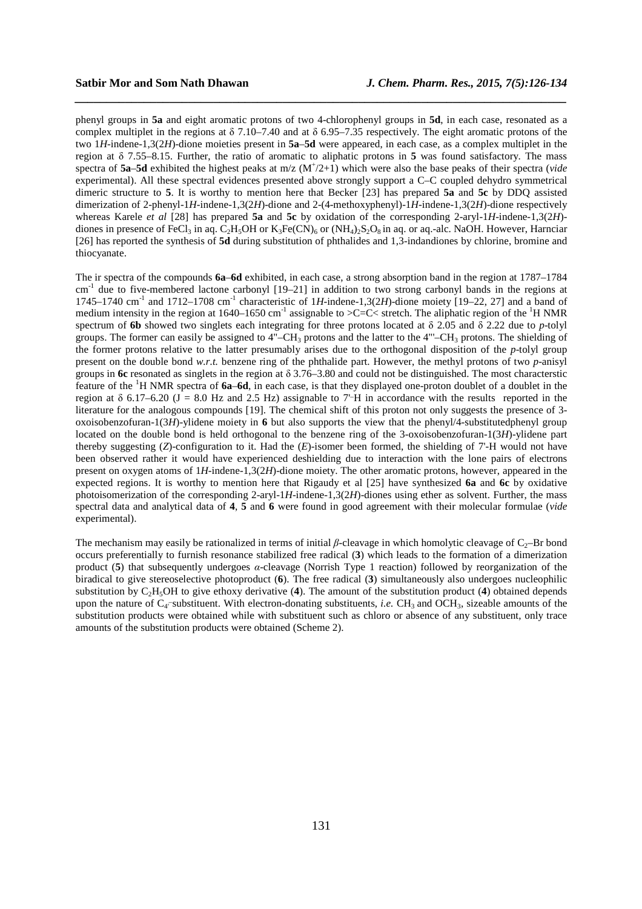phenyl groups in **5a** and eight aromatic protons of two 4-chlorophenyl groups in **5d**, in each case, resonated as a complex multiplet in the regions at δ 7.10–7.40 and at δ 6.95–7.35 respectively. The eight aromatic protons of the two 1*H*-indene-1,3(2*H*)-dione moieties present in **5a**–**5d** were appeared, in each case, as a complex multiplet in the region at δ 7.55–8.15. Further, the ratio of aromatic to aliphatic protons in **5** was found satisfactory. The mass spectra of **5a**–**5d** exhibited the highest peaks at m/z ($M^+/2+1$) which were also the base peaks of their spectra (*vide* experimental). All these spectral evidences presented above strongly support a C–C coupled dehydro symmetrical dimeric structure to **5**. It is worthy to mention here that Becker [23] has prepared **5a** and **5c** by DDQ assisted dimerization of 2-phenyl-1*H*-indene-1,3(2*H*)-dione and 2-(4-methoxyphenyl)-1*H*-indene-1,3(2*H*)-dione respectively whereas Karele *et al* [28] has prepared **5a** and **5c** by oxidation of the corresponding 2-aryl-1*H*-indene-1,3(2*H*)-diones in presence of $FeCl_3$ in aq. $C_2H_5OH$ or $K_3Fe(CN)_6$ or $(NH_4)_2S_2O_8$ in aq. or aq.-alc. NaOH. However, Harnciar [26] has reported the synthesis of **5d** during substitution of phthalides and 1,3-indandiones by chlorine, bromine and thiocyanate.

The ir spectra of the compounds **6a**–**6d** exhibited, in each case, a strong absorption band in the region at 1787–1784 $cm^{-1}$ due to five-membered lactone carbonyl [19–21] in addition to two strong carbonyl bands in the regions at 1745–1740 $cm^{-1}$ and 1712–1708 $cm^{-1}$ characteristic of 1*H*-indene-1,3(2*H*)-dione moiety [19–22, 27] and a band of medium intensity in the region at 1640–1650 $cm^{-1}$ assignable to >C=C< stretch. The aliphatic region of the $^1$H NMR spectrum of **6b** showed two singlets each integrating for three protons located at δ 2.05 and δ 2.22 due to *p*-tolyl groups. The former can easily be assigned to 4''–$CH_3$ protons and the latter to the 4'''–$CH_3$ protons. The shielding of the former protons relative to the latter presumably arises due to the orthogonal disposition of the *p*-tolyl group present on the double bond *w.r.t.* benzene ring of the phthalide part. However, the methyl protons of two *p*-anisyl groups in **6c** resonated as singlets in the region at δ 3.76–3.80 and could not be distinguished. The most characterstic feature of the $^1$H NMR spectra of **6a**–**6d**, in each case, is that they displayed one-proton doublet of a doublet in the region at δ 6.17–6.20 (J = 8.0 Hz and 2.5 Hz) assignable to 7'–H in accordance with the results reported in the literature for the analogous compounds [19]. The chemical shift of this proton not only suggests the presence of 3-oxoisobenzofuran-1(3*H*)-ylidene moiety in **6** but also supports the view that the phenyl/4-substitutedphenyl group located on the double bond is held orthogonal to the benzene ring of the 3-oxoisobenzofuran-1(3*H*)-ylidene part thereby suggesting (*Z*)-configuration to it. Had the (*E*)-isomer been formed, the shielding of 7'-H would not have been observed rather it would have experienced deshielding due to interaction with the lone pairs of electrons present on oxygen atoms of 1*H*-indene-1,3(2*H*)-dione moiety. The other aromatic protons, however, appeared in the expected regions. It is worthy to mention here that Rigaudy et al [25] have synthesized **6a** and **6c** by oxidative photoisomerization of the corresponding 2-aryl-1*H*-indene-1,3(2*H*)-diones using ether as solvent. Further, the mass spectral data and analytical data of **4**, **5** and **6** were found in good agreement with their molecular formulae (*vide* experimental).

The mechanism may easily be rationalized in terms of initial *β*-cleavage in which homolytic cleavage of $C_2$–Br bond occurs preferentially to furnish resonance stabilized free radical (**3**) which leads to the formation of a dimerization product (**5**) that subsequently undergoes *α*-cleavage (Norrish Type 1 reaction) followed by reorganization of the biradical to give stereoselective photoproduct (**6**). The free radical (**3**) simultaneously also undergoes nucleophilic substitution by $C_2H_5OH$ to give ethoxy derivative (**4**). The amount of the substitution product (**4**) obtained depends upon the nature of $C_4$-substituent. With electron-donating substituents, *i.e.* $CH_3$ and $OCH_3$, sizeable amounts of the substitution products were obtained while with substituent such as chloro or absence of any substituent, only trace amounts of the substitution products were obtained (Scheme 2).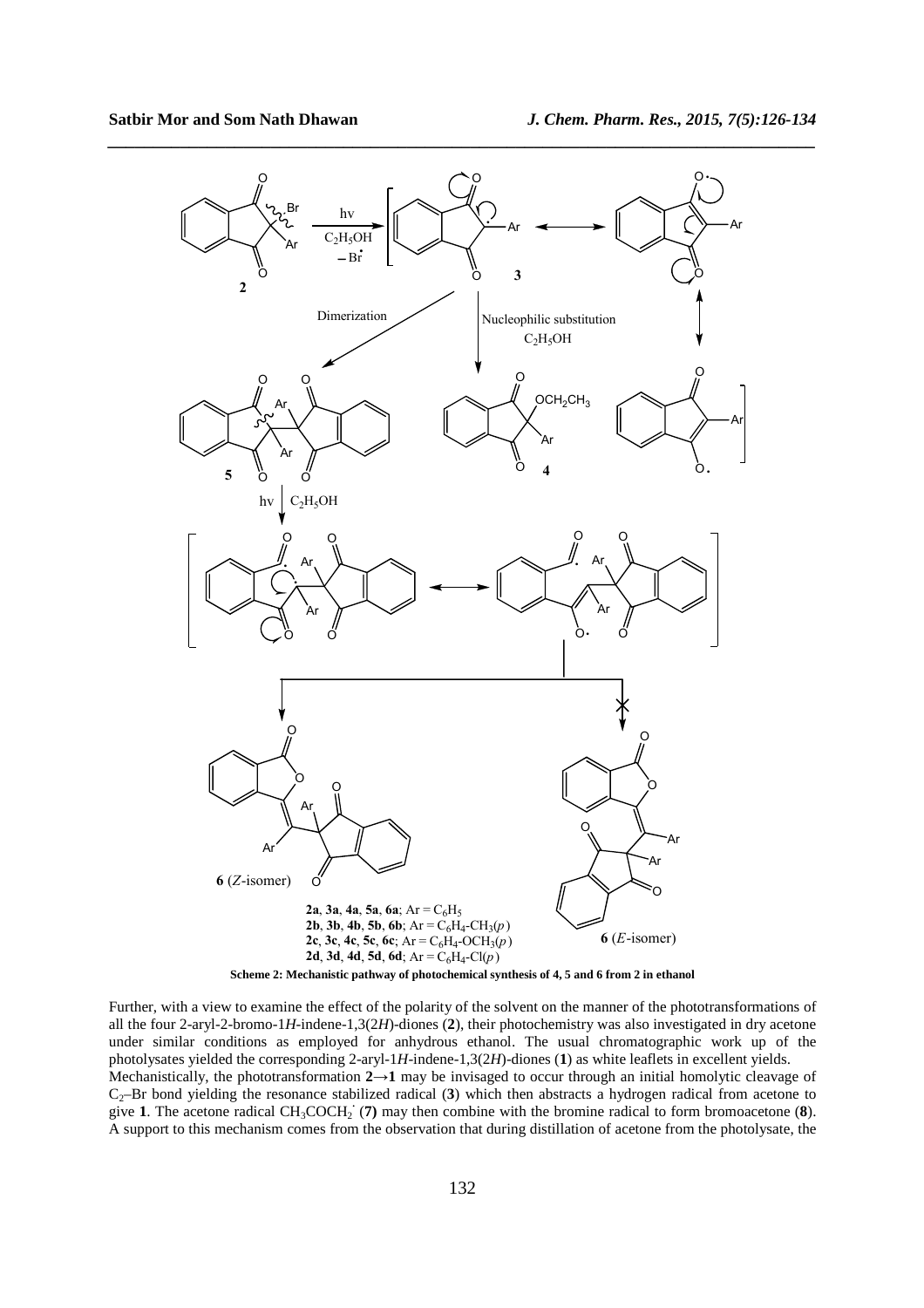**Scheme 2: Mechanistic pathway of photochemical synthesis of 4, 5 and 6 from 2 in ethanol**

**2a**, **3a**, **4a**, **5a**, **6a**; Ar = $C_6H_5$
**2b**, **3b**, **4b**, **5b**, **6b**; Ar = $C_6H_4$-$CH_3$(*p*)
**2c**, **3c**, **4c**, **5c**, **6c**; Ar = $C_6H_4$-$OCH_3$(*p*)
**2d**, **3d**, **4d**, **5d**, **6d**; Ar = $C_6H_4$-Cl(*p*)

Further, with a view to examine the effect of the polarity of the solvent on the manner of the phototransformations of all the four 2-aryl-2-bromo-1*H*-indene-1,3(2*H*)-diones (**2**), their photochemistry was also investigated in dry acetone under similar conditions as employed for anhydrous ethanol. The usual chromatographic work up of the photolysates yielded the corresponding 2-aryl-1*H*-indene-1,3(2*H*)-diones (**1**) as white leaflets in excellent yields.

Mechanistically, the phototransformation **2**→**1** may be invisaged to occur through an initial homolytic cleavage of $C_2$–Br bond yielding the resonance stabilized radical (**3**) which then abstracts a hydrogen radical from acetone to give **1**. The acetone radical $CH_3COCH_2^{\cdot}$ (**7**) may then combine with the bromine radical to form bromoacetone (**8**). A support to this mechanism comes from the observation that during distillation of acetone from the photolysate, the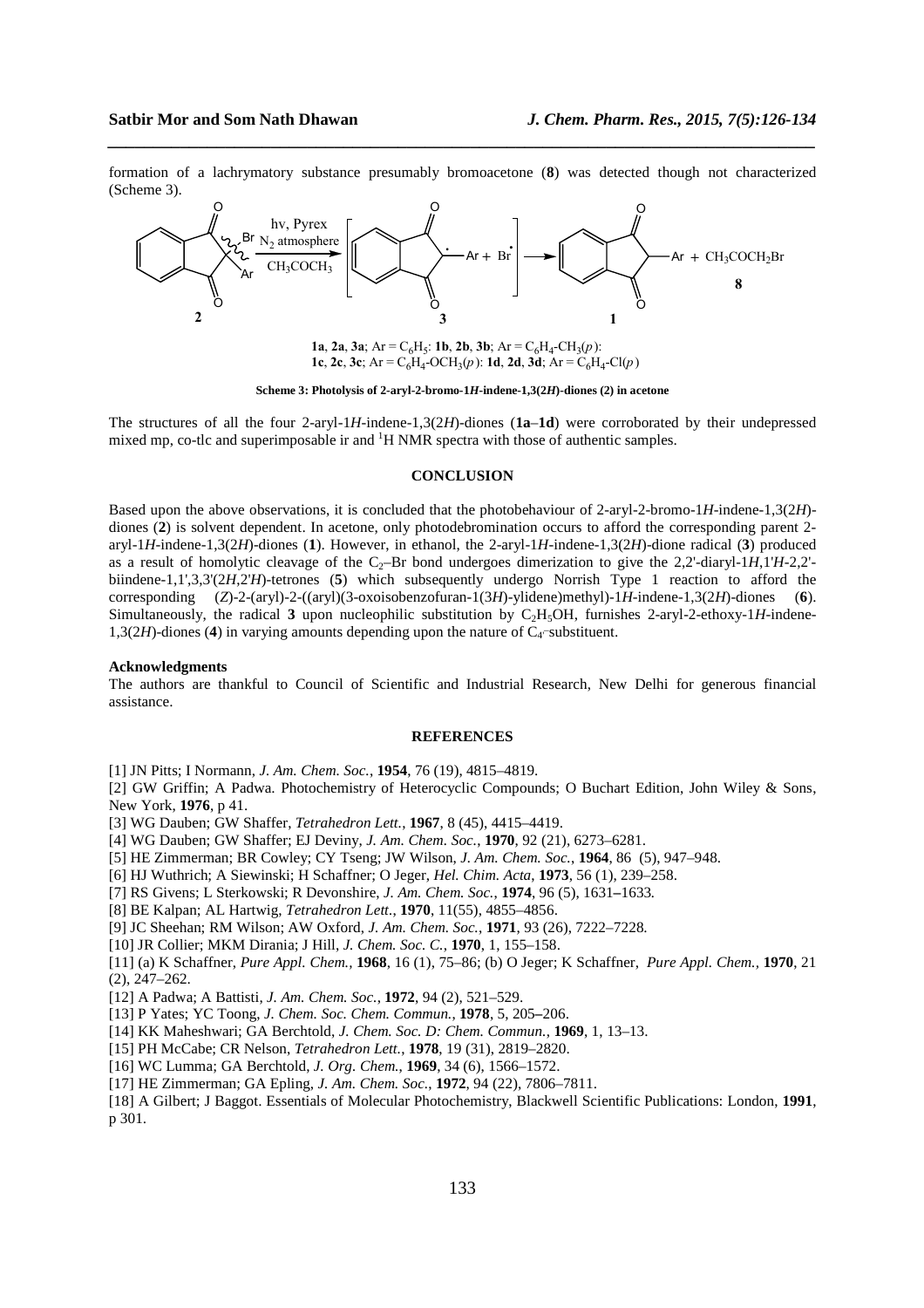formation of a lachrymatory substance presumably bromoacetone (**8**) was detected though not characterized (Scheme 3).

**1a**, **2a**, **3a**; Ar = $C_6H_5$: **1b**, **2b**, **3b**; Ar = $C_6H_4$-$CH_3$(*p*): **1c**, **2c**, **3c**; Ar = $C_6H_4$-$OCH_3$(*p*): **1d**, **2d**, **3d**; Ar = $C_6H_4$-Cl(*p*)

**Scheme 3: Photolysis of 2-aryl-2-bromo-1*H*-indene-1,3(2*H*)-diones (2) in acetone**

The structures of all the four 2-aryl-1*H*-indene-1,3(2*H*)-diones (**1a**–**1d**) were corroborated by their undepressed mixed mp, co-tlc and superimposable ir and $^1$H NMR spectra with those of authentic samples.

## CONCLUSION

Based upon the above observations, it is concluded that the photobehaviour of 2-aryl-2-bromo-1*H*-indene-1,3(2*H*)-diones (**2**) is solvent dependent. In acetone, only photodebromination occurs to afford the corresponding parent 2-aryl-1*H*-indene-1,3(2*H*)-diones (**1**). However, in ethanol, the 2-aryl-1*H*-indene-1,3(2*H*)-dione radical (**3**) produced as a result of homolytic cleavage of the $C_2$–Br bond undergoes dimerization to give the 2,2'-diaryl-1*H*,1'*H*-2,2'-biindene-1,1',3,3'(2*H*,2'*H*)-tetrones (**5**) which subsequently undergo Norrish Type 1 reaction to afford the corresponding (*Z*)-2-(aryl)-2-((aryl)(3-oxoisobenzofuran-1(3*H*)-ylidene)methyl)-1*H*-indene-1,3(2*H*)-diones (**6**). Simultaneously, the radical **3** upon nucleophilic substitution by $C_2H_5OH$, furnishes 2-aryl-2-ethoxy-1*H*-indene-1,3(2*H*)-diones (**4**) in varying amounts depending upon the nature of $C_{4'}$-substituent.

### Acknowledgments

The authors are thankful to Council of Scientific and Industrial Research, New Delhi for generous financial assistance.

## REFERENCES

[1] JN Pitts; I Normann, *J. Am. Chem. Soc.*, **1954**, 76 (19), 4815–4819.

[2] GW Griffin; A Padwa. Photochemistry of Heterocyclic Compounds; O Buchart Edition, John Wiley & Sons, New York, **1976**, p 41.

[3] WG Dauben; GW Shaffer, *Tetrahedron Lett.*, **1967**, 8 (45), 4415–4419.

[4] WG Dauben; GW Shaffer; EJ Deviny, *J. Am. Chem. Soc.*, **1970**, 92 (21), 6273–6281.

[5] HE Zimmerman; BR Cowley; CY Tseng; JW Wilson, *J. Am. Chem. Soc.*, **1964**, 86 (5), 947–948.

[6] HJ Wuthrich; A Siewinski; H Schaffner; O Jeger, *Hel. Chim. Acta*, **1973**, 56 (1), 239–258.

[7] RS Givens; L Sterkowski; R Devonshire, *J. Am. Chem. Soc.*, **1974**, 96 (5), 1631–1633.

[8] BE Kalpan; AL Hartwig, *Tetrahedron Lett.*, **1970**, 11(55), 4855–4856.

[9] JC Sheehan; RM Wilson; AW Oxford, *J. Am. Chem. Soc.*, **1971**, 93 (26), 7222–7228.

[10] JR Collier; MKM Dirania; J Hill, *J. Chem. Soc. C.*, **1970**, 1, 155–158.

[11] (a) K Schaffner, *Pure Appl. Chem.*, **1968**, 16 (1), 75–86; (b) O Jeger; K Schaffner, *Pure Appl. Chem.*, **1970**, 21 (2), 247–262.

[12] A Padwa; A Battisti, *J. Am. Chem. Soc.*, **1972**, 94 (2), 521–529.

[13] P Yates; YC Toong, *J. Chem. Soc. Chem. Commun.*, **1978**, 5, 205–206.

[14] KK Maheshwari; GA Berchtold, *J. Chem. Soc. D: Chem. Commun.*, **1969**, 1, 13–13.

[15] PH McCabe; CR Nelson, *Tetrahedron Lett.*, **1978**, 19 (31), 2819–2820.

[16] WC Lumma; GA Berchtold, *J. Org. Chem.*, **1969**, 34 (6), 1566–1572.

[17] HE Zimmerman; GA Epling, *J. Am. Chem. Soc.*, **1972**, 94 (22), 7806–7811.

[18] A Gilbert; J Baggot. Essentials of Molecular Photochemistry, Blackwell Scientific Publications: London, **1991**, p 301.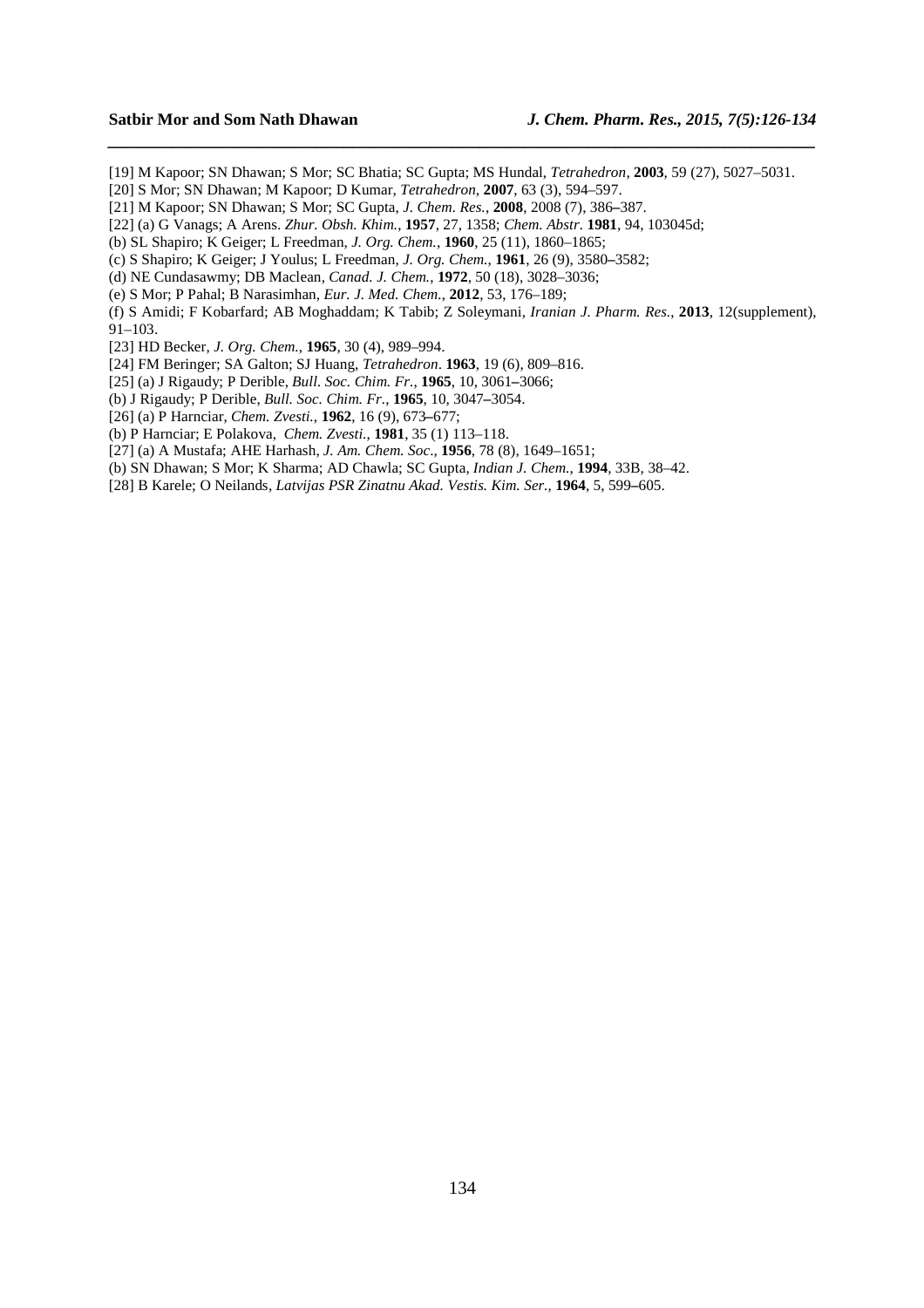[19] M Kapoor; SN Dhawan; S Mor; SC Bhatia; SC Gupta; MS Hundal, *Tetrahedron*, **2003**, 59 (27), 5027–5031.

[20] S Mor; SN Dhawan; M Kapoor; D Kumar, *Tetrahedron*, **2007**, 63 (3), 594–597.

[21] M Kapoor; SN Dhawan; S Mor; SC Gupta, *J. Chem. Res.*, **2008**, 2008 (7), 386–387.

[22] (a) G Vanags; A Arens. *Zhur. Obsh. Khim.*, **1957**, 27, 1358; *Chem. Abstr*. **1981**, 94, 103045d;

(b) SL Shapiro; K Geiger; L Freedman, *J. Org. Chem.*, **1960**, 25 (11), 1860–1865;

(c) S Shapiro; K Geiger; J Youlus; L Freedman, *J. Org. Chem.*, **1961**, 26 (9), 3580–3582;

(d) NE Cundasawmy; DB Maclean, *Canad. J. Chem.*, **1972**, 50 (18), 3028–3036;

(e) S Mor; P Pahal; B Narasimhan, *Eur. J. Med. Chem.*, **2012**, 53, 176–189;

(f) S Amidi; F Kobarfard; AB Moghaddam; K Tabib; Z Soleymani, *Iranian J. Pharm. Res.*, **2013**, 12(supplement), 91–103.

[23] HD Becker, *J. Org. Chem.*, **1965**, 30 (4), 989–994.

[24] FM Beringer; SA Galton; SJ Huang, *Tetrahedron*. **1963**, 19 (6), 809–816.

[25] (a) J Rigaudy; P Derible, *Bull. Soc. Chim. Fr.*, **1965**, 10, 3061–3066;

(b) J Rigaudy; P Derible, *Bull. Soc. Chim. Fr.*, **1965**, 10, 3047–3054.

[26] (a) P Harnciar, *Chem. Zvesti.*, **1962**, 16 (9), 673–677;

(b) P Harnciar; E Polakova, *Chem. Zvesti.*, **1981**, 35 (1) 113–118.

[27] (a) A Mustafa; AHE Harhash, *J. Am. Chem. Soc*., **1956**, 78 (8), 1649–1651;

(b) SN Dhawan; S Mor; K Sharma; AD Chawla; SC Gupta, *Indian J. Chem.*, **1994**, 33B, 38–42.

[28] B Karele; O Neilands, *Latvijas PSR Zinatnu Akad. Vestis. Kim. Ser.*, **1964**, 5, 599–605.